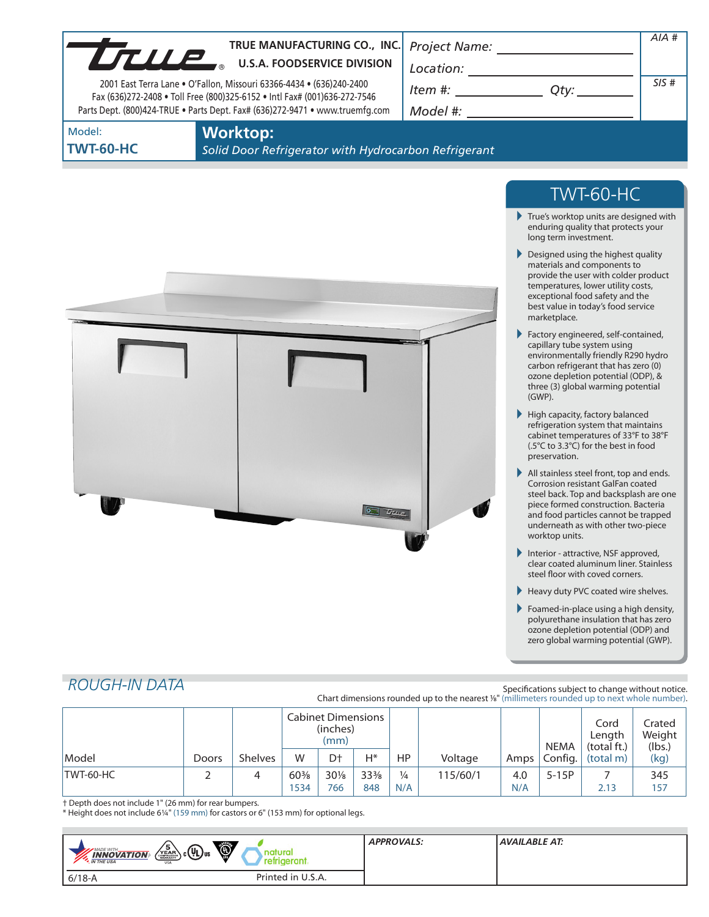**TRUE MANUFACTURING CO., INC.**
**U.S.A. FOODSERVICE DIVISION**

2001 East Terra Lane • O'Fallon, Missouri 63366-4434 • (636)240-2400
Fax (636)272-2408 • Toll Free (800)325-6152 • Intl Fax# (001)636-272-7546
Parts Dept. (800)424-TRUE • Parts Dept. Fax# (636)272-9471 • www.truemfg.com

Project Name: ______________________
Location: ______________________
Item #: ____________ Qty: ________
Model #: ______________________

AIA #

SIS #

Model:
**TWT-60-HC**

# Worktop:

*Solid Door Refrigerator with Hydrocarbon Refrigerant*

## TWT-60-HC

- True's worktop units are designed with enduring quality that protects your long term investment.
- Designed using the highest quality materials and components to provide the user with colder product temperatures, lower utility costs, exceptional food safety and the best value in today's food service marketplace.
- Factory engineered, self-contained, capillary tube system using environmentally friendly R290 hydro carbon refrigerant that has zero (0) ozone depletion potential (ODP), & three (3) global warming potential (GWP).
- High capacity, factory balanced refrigeration system that maintains cabinet temperatures of 33°F to 38°F (.5°C to 3.3°C) for the best in food preservation.
- All stainless steel front, top and ends. Corrosion resistant GalFan coated steel back. Top and backsplash are one piece formed construction. Bacteria and food particles cannot be trapped underneath as with other two-piece worktop units.
- Interior - attractive, NSF approved, clear coated aluminum liner. Stainless steel floor with coved corners.
- Heavy duty PVC coated wire shelves.
- Foamed-in-place using a high density, polyurethane insulation that has zero ozone depletion potential (ODP) and zero global warming potential (GWP).

## ROUGH-IN DATA

Specifications subject to change without notice.
Chart dimensions rounded up to the nearest ⅛" (millimeters rounded up to next whole number).

| Model | Doors | Shelves | Cabinet Dimensions (inches) (mm) W | D† | H* | HP | Voltage | Amps | NEMA Config. | Cord Length (total ft.) (total m) | Crated Weight (lbs.) (kg) |
|---|---|---|---|---|---|---|---|---|---|---|---|
| TWT-60-HC | 2 | 4 | 60⅜ 1534 | 30⅛ 766 | 33⅜ 848 | ¼ N/A | 115/60/1 | 4.0 N/A | 5-15P | 7 2.13 | 345 157 |

† Depth does not include 1" (26 mm) for rear bumpers.
\* Height does not include 6¼" (159 mm) for castors or 6" (153 mm) for optional legs.

MADE WITH INNOVATION IN THE USA | 5 YEAR COMPRESSOR WARRANTY | c UL us | natural refrigerant

**APPROVALS:**

**AVAILABLE AT:**

6/18-A

Printed in U.S.A.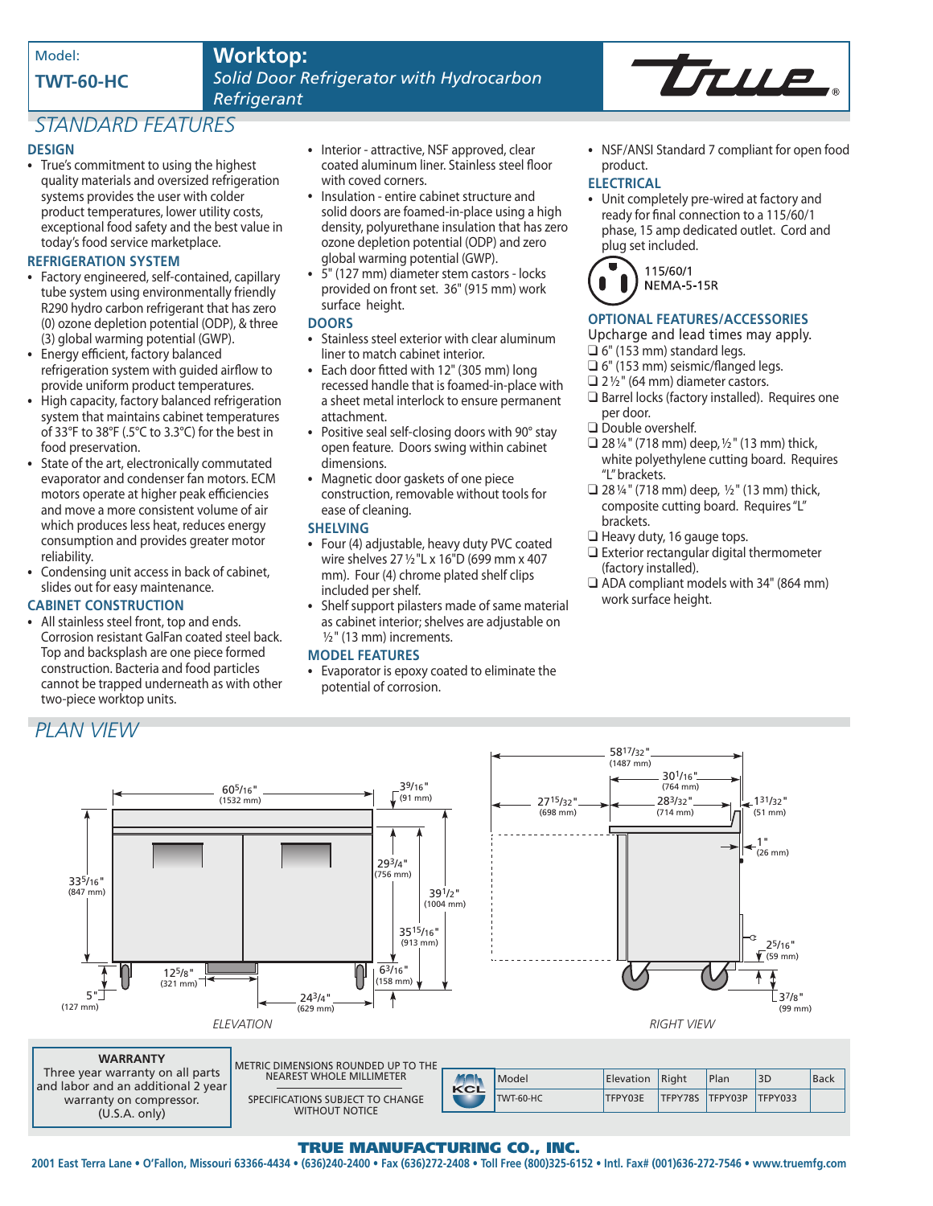Model:

**TWT-60-HC**

# Worktop:

*Solid Door Refrigerator with Hydrocarbon Refrigerant*

## STANDARD FEATURES

### DESIGN

- True's commitment to using the highest quality materials and oversized refrigeration systems provides the user with colder product temperatures, lower utility costs, exceptional food safety and the best value in today's food service marketplace.

### REFRIGERATION SYSTEM

- Factory engineered, self-contained, capillary tube system using environmentally friendly R290 hydro carbon refrigerant that has zero (0) ozone depletion potential (ODP), & three (3) global warming potential (GWP).
- Energy efficient, factory balanced refrigeration system with guided airflow to provide uniform product temperatures.
- High capacity, factory balanced refrigeration system that maintains cabinet temperatures of 33°F to 38°F (.5°C to 3.3°C) for the best in food preservation.
- State of the art, electronically commutated evaporator and condenser fan motors. ECM motors operate at higher peak efficiencies and move a more consistent volume of air which produces less heat, reduces energy consumption and provides greater motor reliability.
- Condensing unit access in back of cabinet, slides out for easy maintenance.

### CABINET CONSTRUCTION

- All stainless steel front, top and ends. Corrosion resistant GalFan coated steel back. Top and backsplash are one piece formed construction. Bacteria and food particles cannot be trapped underneath as with other two-piece worktop units.
- Interior - attractive, NSF approved, clear coated aluminum liner. Stainless steel floor with coved corners.
- Insulation - entire cabinet structure and solid doors are foamed-in-place using a high density, polyurethane insulation that has zero ozone depletion potential (ODP) and zero global warming potential (GWP).
- 5" (127 mm) diameter stem castors - locks provided on front set. 36" (915 mm) work surface height.

### DOORS

- Stainless steel exterior with clear aluminum liner to match cabinet interior.
- Each door fitted with 12" (305 mm) long recessed handle that is foamed-in-place with a sheet metal interlock to ensure permanent attachment.
- Positive seal self-closing doors with 90° stay open feature. Doors swing within cabinet dimensions.
- Magnetic door gaskets of one piece construction, removable without tools for ease of cleaning.

### SHELVING

- Four (4) adjustable, heavy duty PVC coated wire shelves 27½"L x 16"D (699 mm x 407 mm). Four (4) chrome plated shelf clips included per shelf.
- Shelf support pilasters made of same material as cabinet interior; shelves are adjustable on ½" (13 mm) increments.

### MODEL FEATURES

- Evaporator is epoxy coated to eliminate the potential of corrosion.
- NSF/ANSI Standard 7 compliant for open food product.

### ELECTRICAL

- Unit completely pre-wired at factory and ready for final connection to a 115/60/1 phase, 15 amp dedicated outlet. Cord and plug set included.

115/60/1
NEMA-5-15R

### OPTIONAL FEATURES/ACCESSORIES

Upcharge and lead times may apply.

- ❑ 6" (153 mm) standard legs.
- ❑ 6" (153 mm) seismic/flanged legs.
- ❑ 2½" (64 mm) diameter castors.
- ❑ Barrel locks (factory installed). Requires one per door.
- ❑ Double overshelf.
- ❑ 28¼" (718 mm) deep, ½" (13 mm) thick, white polyethylene cutting board. Requires "L" brackets.
- ❑ 28¼" (718 mm) deep, ½" (13 mm) thick, composite cutting board. Requires "L" brackets.
- ❑ Heavy duty, 16 gauge tops.
- ❑ Exterior rectangular digital thermometer (factory installed).
- ❑ ADA compliant models with 34" (864 mm) work surface height.

## PLAN VIEW

60 5/16" (1532 mm)
3 9/16" (91 mm)
33 5/16" (847 mm)
29 3/4" (756 mm)
39 1/2" (1004 mm)
35 15/16" (913 mm)
6 3/16" (158 mm)
12 5/8" (321 mm)
5" (127 mm)
24 3/4" (629 mm)

*ELEVATION*

58 17/32" (1487 mm)
30 1/16" (764 mm)
27 15/32" (698 mm)
28 3/32" (714 mm)
1 31/32" (51 mm)
1" (26 mm)
2 5/16" (59 mm)
3 7/8" (99 mm)

*RIGHT VIEW*

**WARRANTY**
Three year warranty on all parts and labor and an additional 2 year warranty on compressor. (U.S.A. only)

METRIC DIMENSIONS ROUNDED UP TO THE NEAREST WHOLE MILLIMETER

SPECIFICATIONS SUBJECT TO CHANGE WITHOUT NOTICE

| Model | Elevation | Right | Plan | 3D | Back |
|---|---|---|---|---|---|
| TWT-60-HC | TFPY03E | TFPY78S | TFPY03P | TFPY033 | |

**TRUE MANUFACTURING CO., INC.**

2001 East Terra Lane • O'Fallon, Missouri 63366-4434 • (636)240-2400 • Fax (636)272-2408 • Toll Free (800)325-6152 • Intl. Fax# (001)636-272-7546 • www.truemfg.com